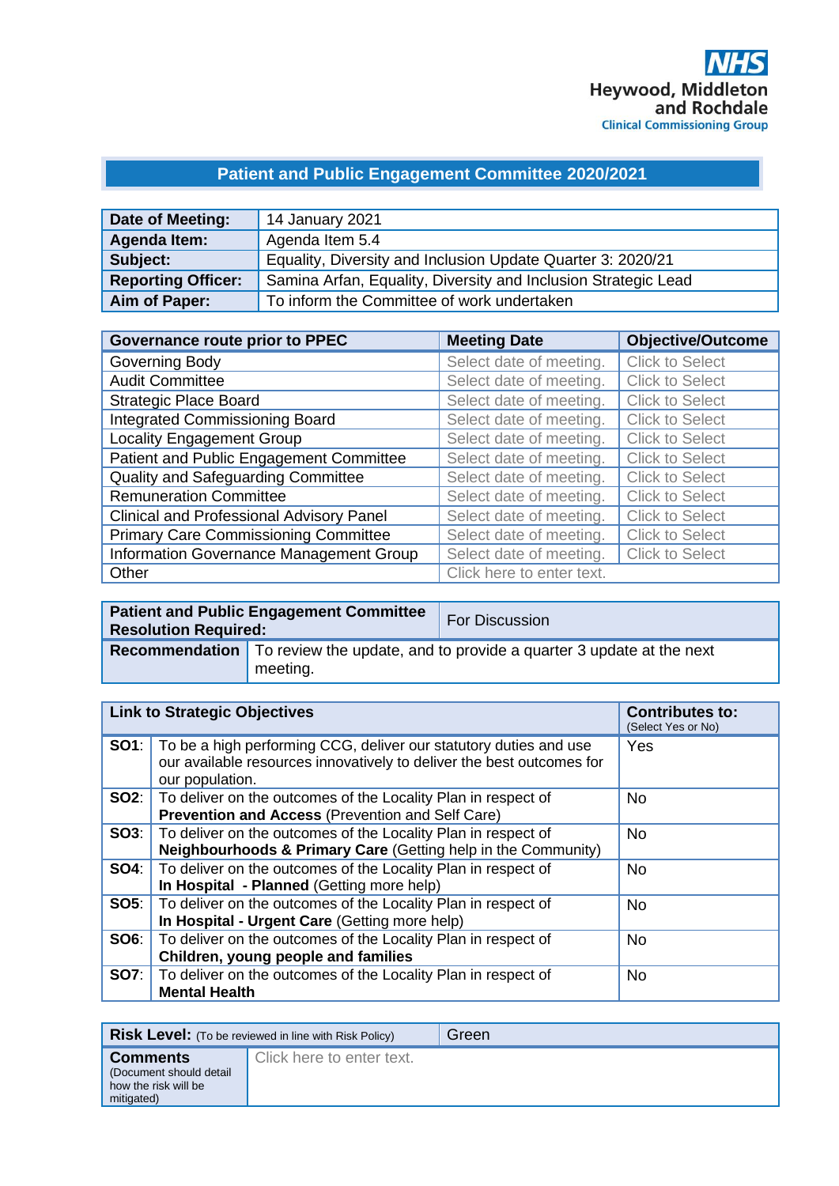NHS
Heywood, Middleton and Rochdale
Clinical Commissioning Group

# Patient and Public Engagement Committee 2020/2021

| **Date of Meeting:** | 14 January 2021 |
|---|---|
| **Agenda Item:** | Agenda Item 5.4 |
| **Subject:** | Equality, Diversity and Inclusion Update Quarter 3: 2020/21 |
| **Reporting Officer:** | Samina Arfan, Equality, Diversity and Inclusion Strategic Lead |
| **Aim of Paper:** | To inform the Committee of work undertaken |

| **Governance route prior to PPEC** | **Meeting Date** | **Objective/Outcome** |
|---|---|---|
| Governing Body | Select date of meeting. | Click to Select |
| Audit Committee | Select date of meeting. | Click to Select |
| Strategic Place Board | Select date of meeting. | Click to Select |
| Integrated Commissioning Board | Select date of meeting. | Click to Select |
| Locality Engagement Group | Select date of meeting. | Click to Select |
| Patient and Public Engagement Committee | Select date of meeting. | Click to Select |
| Quality and Safeguarding Committee | Select date of meeting. | Click to Select |
| Remuneration Committee | Select date of meeting. | Click to Select |
| Clinical and Professional Advisory Panel | Select date of meeting. | Click to Select |
| Primary Care Commissioning Committee | Select date of meeting. | Click to Select |
| Information Governance Management Group | Select date of meeting. | Click to Select |
| Other | Click here to enter text. | |

| **Patient and Public Engagement Committee Resolution Required:** | For Discussion |
|---|---|
| **Recommendation** | To review the update, and to provide a quarter 3 update at the next meeting. |

| **Link to Strategic Objectives** | | **Contributes to:** (Select Yes or No) |
|---|---|---|
| **SO1**: | To be a high performing CCG, deliver our statutory duties and use our available resources innovatively to deliver the best outcomes for our population. | Yes |
| **SO2**: | To deliver on the outcomes of the Locality Plan in respect of **Prevention and Access** (Prevention and Self Care) | No |
| **SO3**: | To deliver on the outcomes of the Locality Plan in respect of **Neighbourhoods & Primary Care** (Getting help in the Community) | No |
| **SO4**: | To deliver on the outcomes of the Locality Plan in respect of **In Hospital - Planned** (Getting more help) | No |
| **SO5**: | To deliver on the outcomes of the Locality Plan in respect of **In Hospital - Urgent Care** (Getting more help) | No |
| **SO6**: | To deliver on the outcomes of the Locality Plan in respect of **Children, young people and families** | No |
| **SO7**: | To deliver on the outcomes of the Locality Plan in respect of **Mental Health** | No |

| **Risk Level:** (To be reviewed in line with Risk Policy) | Green |
|---|---|
| **Comments** (Document should detail how the risk will be mitigated) | Click here to enter text. |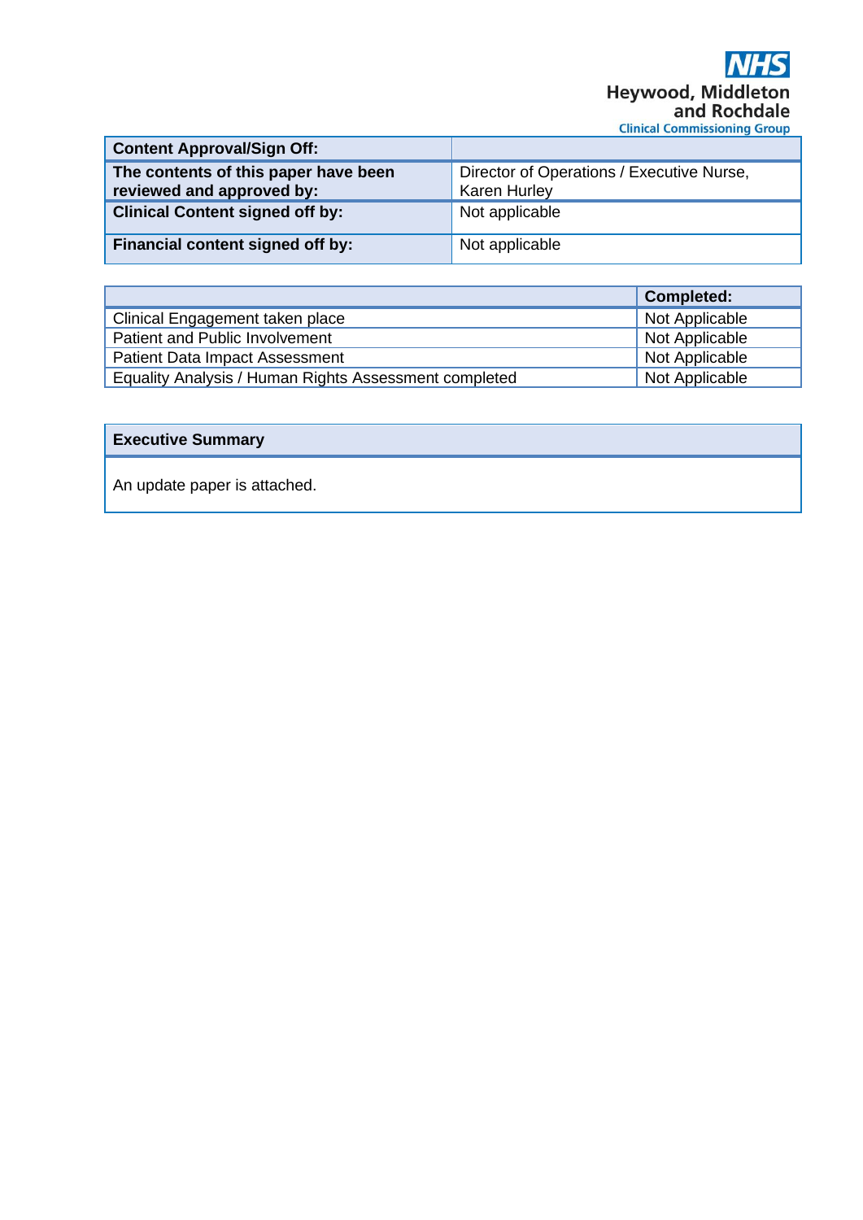NHS Heywood, Middleton and Rochdale Clinical Commissioning Group

| **Content Approval/Sign Off:** | |
|---|---|
| **The contents of this paper have been reviewed and approved by:** | Director of Operations / Executive Nurse, Karen Hurley |
| **Clinical Content signed off by:** | Not applicable |
| **Financial content signed off by:** | Not applicable |

| | **Completed:** |
|---|---|
| Clinical Engagement taken place | Not Applicable |
| Patient and Public Involvement | Not Applicable |
| Patient Data Impact Assessment | Not Applicable |
| Equality Analysis / Human Rights Assessment completed | Not Applicable |

| **Executive Summary** |
|---|
| An update paper is attached. |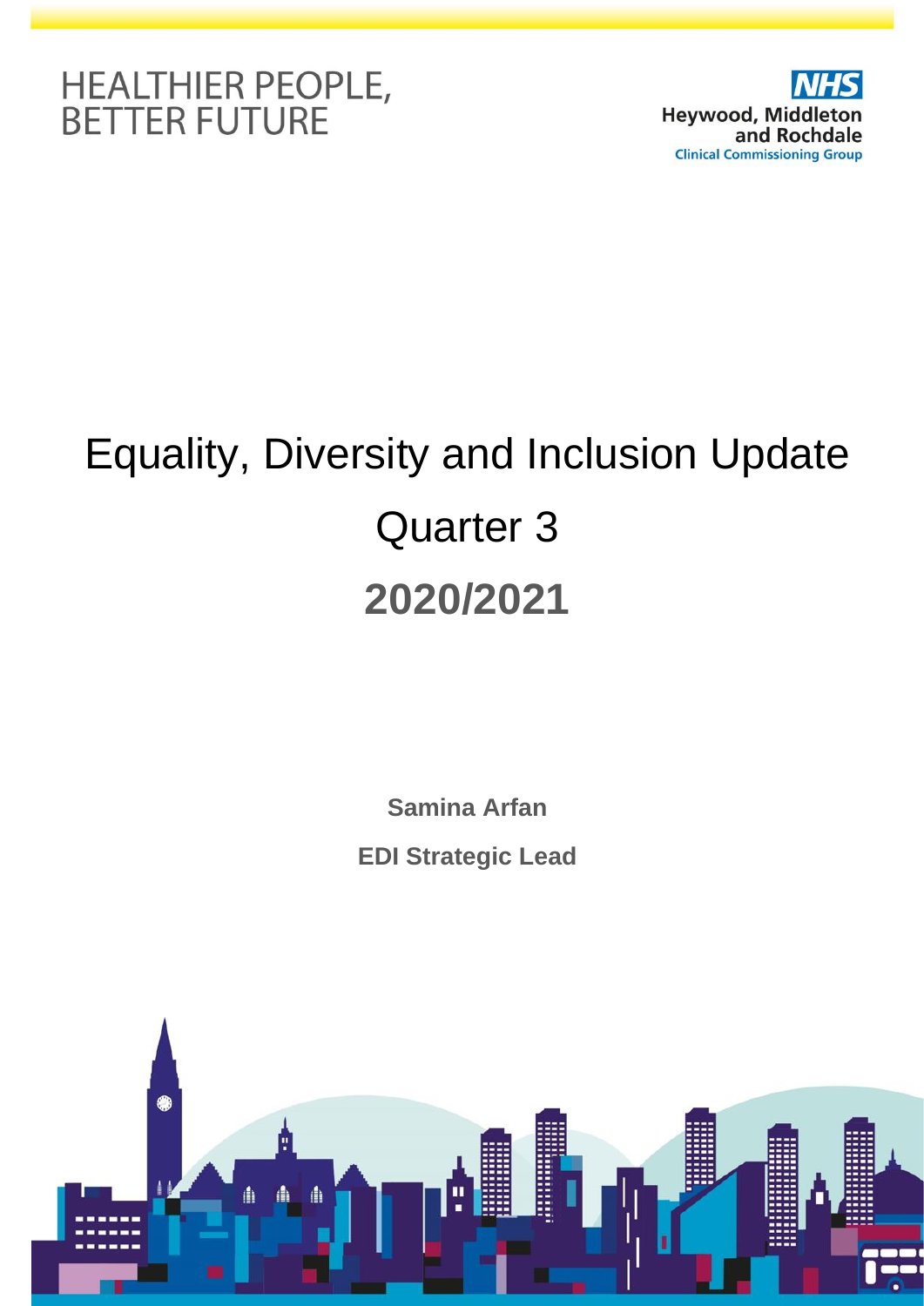HEALTHIER PEOPLE, BETTER FUTURE

NHS Heywood, Middleton and Rochdale Clinical Commissioning Group

# Equality, Diversity and Inclusion Update

## Quarter 3

## 2020/2021

**Samina Arfan**

**EDI Strategic Lead**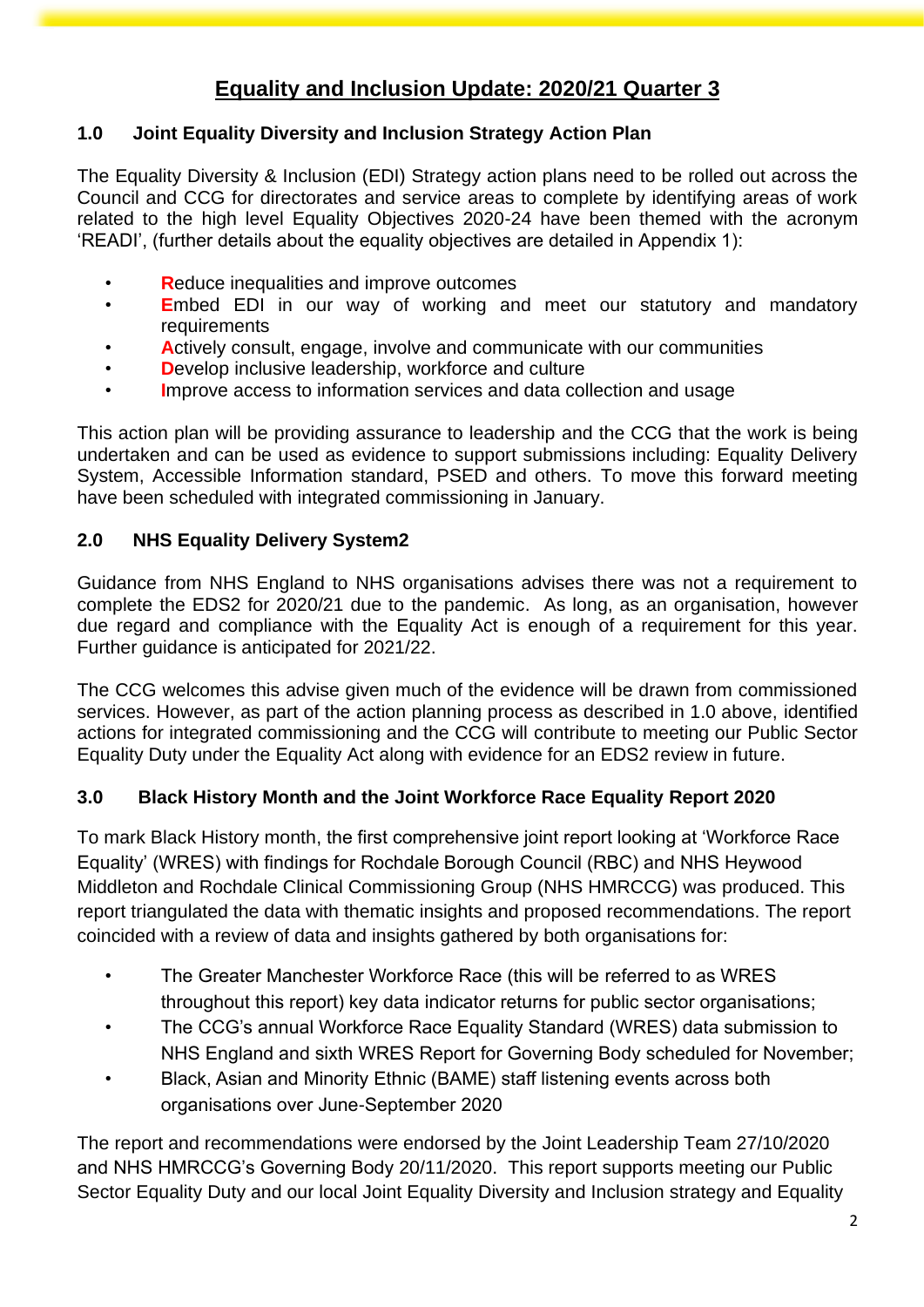# Equality and Inclusion Update: 2020/21 Quarter 3

## 1.0 Joint Equality Diversity and Inclusion Strategy Action Plan

The Equality Diversity & Inclusion (EDI) Strategy action plans need to be rolled out across the Council and CCG for directorates and service areas to complete by identifying areas of work related to the high level Equality Objectives 2020-24 have been themed with the acronym 'READI', (further details about the equality objectives are detailed in Appendix 1):

- **R**educe inequalities and improve outcomes
- **E**mbed EDI in our way of working and meet our statutory and mandatory requirements
- **A**ctively consult, engage, involve and communicate with our communities
- **D**evelop inclusive leadership, workforce and culture
- **I**mprove access to information services and data collection and usage

This action plan will be providing assurance to leadership and the CCG that the work is being undertaken and can be used as evidence to support submissions including: Equality Delivery System, Accessible Information standard, PSED and others. To move this forward meeting have been scheduled with integrated commissioning in January.

## 2.0 NHS Equality Delivery System2

Guidance from NHS England to NHS organisations advises there was not a requirement to complete the EDS2 for 2020/21 due to the pandemic. As long, as an organisation, however due regard and compliance with the Equality Act is enough of a requirement for this year. Further guidance is anticipated for 2021/22.

The CCG welcomes this advise given much of the evidence will be drawn from commissioned services. However, as part of the action planning process as described in 1.0 above, identified actions for integrated commissioning and the CCG will contribute to meeting our Public Sector Equality Duty under the Equality Act along with evidence for an EDS2 review in future.

## 3.0 Black History Month and the Joint Workforce Race Equality Report 2020

To mark Black History month, the first comprehensive joint report looking at 'Workforce Race Equality' (WRES) with findings for Rochdale Borough Council (RBC) and NHS Heywood Middleton and Rochdale Clinical Commissioning Group (NHS HMRCCG) was produced. This report triangulated the data with thematic insights and proposed recommendations. The report coincided with a review of data and insights gathered by both organisations for:

- The Greater Manchester Workforce Race (this will be referred to as WRES throughout this report) key data indicator returns for public sector organisations;
- The CCG's annual Workforce Race Equality Standard (WRES) data submission to NHS England and sixth WRES Report for Governing Body scheduled for November;
- Black, Asian and Minority Ethnic (BAME) staff listening events across both organisations over June-September 2020

The report and recommendations were endorsed by the Joint Leadership Team 27/10/2020 and NHS HMRCCG's Governing Body 20/11/2020. This report supports meeting our Public Sector Equality Duty and our local Joint Equality Diversity and Inclusion strategy and Equality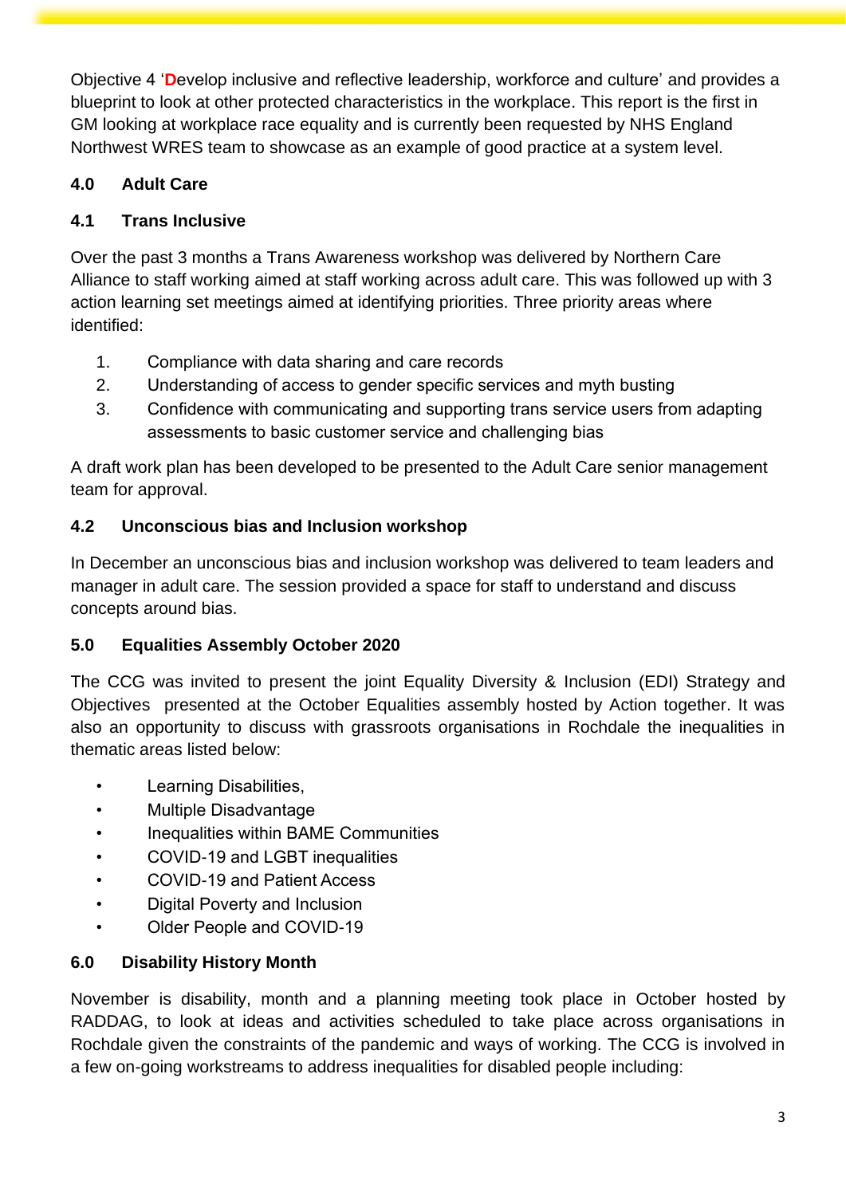Objective 4 'Develop inclusive and reflective leadership, workforce and culture' and provides a blueprint to look at other protected characteristics in the workplace. This report is the first in GM looking at workplace race equality and is currently been requested by NHS England Northwest WRES team to showcase as an example of good practice at a system level.

## 4.0 Adult Care

### 4.1 Trans Inclusive

Over the past 3 months a Trans Awareness workshop was delivered by Northern Care Alliance to staff working aimed at staff working across adult care. This was followed up with 3 action learning set meetings aimed at identifying priorities. Three priority areas where identified:

1. Compliance with data sharing and care records
2. Understanding of access to gender specific services and myth busting
3. Confidence with communicating and supporting trans service users from adapting assessments to basic customer service and challenging bias

A draft work plan has been developed to be presented to the Adult Care senior management team for approval.

### 4.2 Unconscious bias and Inclusion workshop

In December an unconscious bias and inclusion workshop was delivered to team leaders and manager in adult care. The session provided a space for staff to understand and discuss concepts around bias.

## 5.0 Equalities Assembly October 2020

The CCG was invited to present the joint Equality Diversity & Inclusion (EDI) Strategy and Objectives presented at the October Equalities assembly hosted by Action together. It was also an opportunity to discuss with grassroots organisations in Rochdale the inequalities in thematic areas listed below:

- Learning Disabilities,
- Multiple Disadvantage
- Inequalities within BAME Communities
- COVID-19 and LGBT inequalities
- COVID-19 and Patient Access
- Digital Poverty and Inclusion
- Older People and COVID-19

## 6.0 Disability History Month

November is disability, month and a planning meeting took place in October hosted by RADDAG, to look at ideas and activities scheduled to take place across organisations in Rochdale given the constraints of the pandemic and ways of working. The CCG is involved in a few on-going workstreams to address inequalities for disabled people including: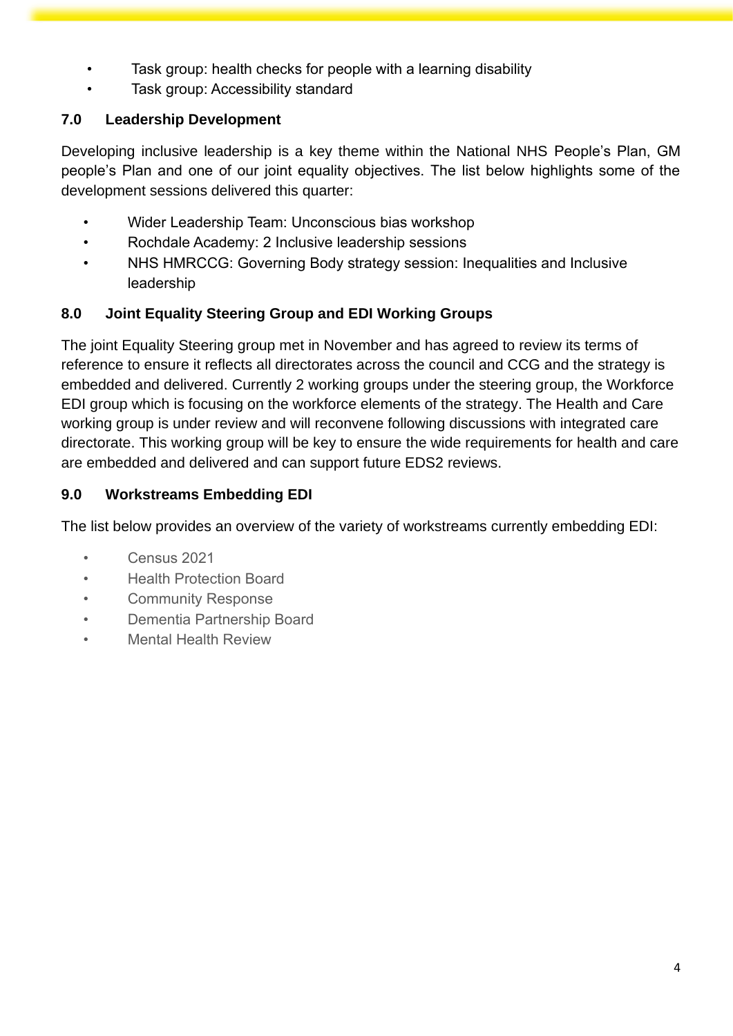- Task group: health checks for people with a learning disability
- Task group: Accessibility standard

## 7.0 Leadership Development

Developing inclusive leadership is a key theme within the National NHS People's Plan, GM people's Plan and one of our joint equality objectives. The list below highlights some of the development sessions delivered this quarter:

- Wider Leadership Team: Unconscious bias workshop
- Rochdale Academy: 2 Inclusive leadership sessions
- NHS HMRCCG: Governing Body strategy session: Inequalities and Inclusive leadership

## 8.0 Joint Equality Steering Group and EDI Working Groups

The joint Equality Steering group met in November and has agreed to review its terms of reference to ensure it reflects all directorates across the council and CCG and the strategy is embedded and delivered. Currently 2 working groups under the steering group, the Workforce EDI group which is focusing on the workforce elements of the strategy. The Health and Care working group is under review and will reconvene following discussions with integrated care directorate. This working group will be key to ensure the wide requirements for health and care are embedded and delivered and can support future EDS2 reviews.

## 9.0 Workstreams Embedding EDI

The list below provides an overview of the variety of workstreams currently embedding EDI:

- Census 2021
- Health Protection Board
- Community Response
- Dementia Partnership Board
- Mental Health Review